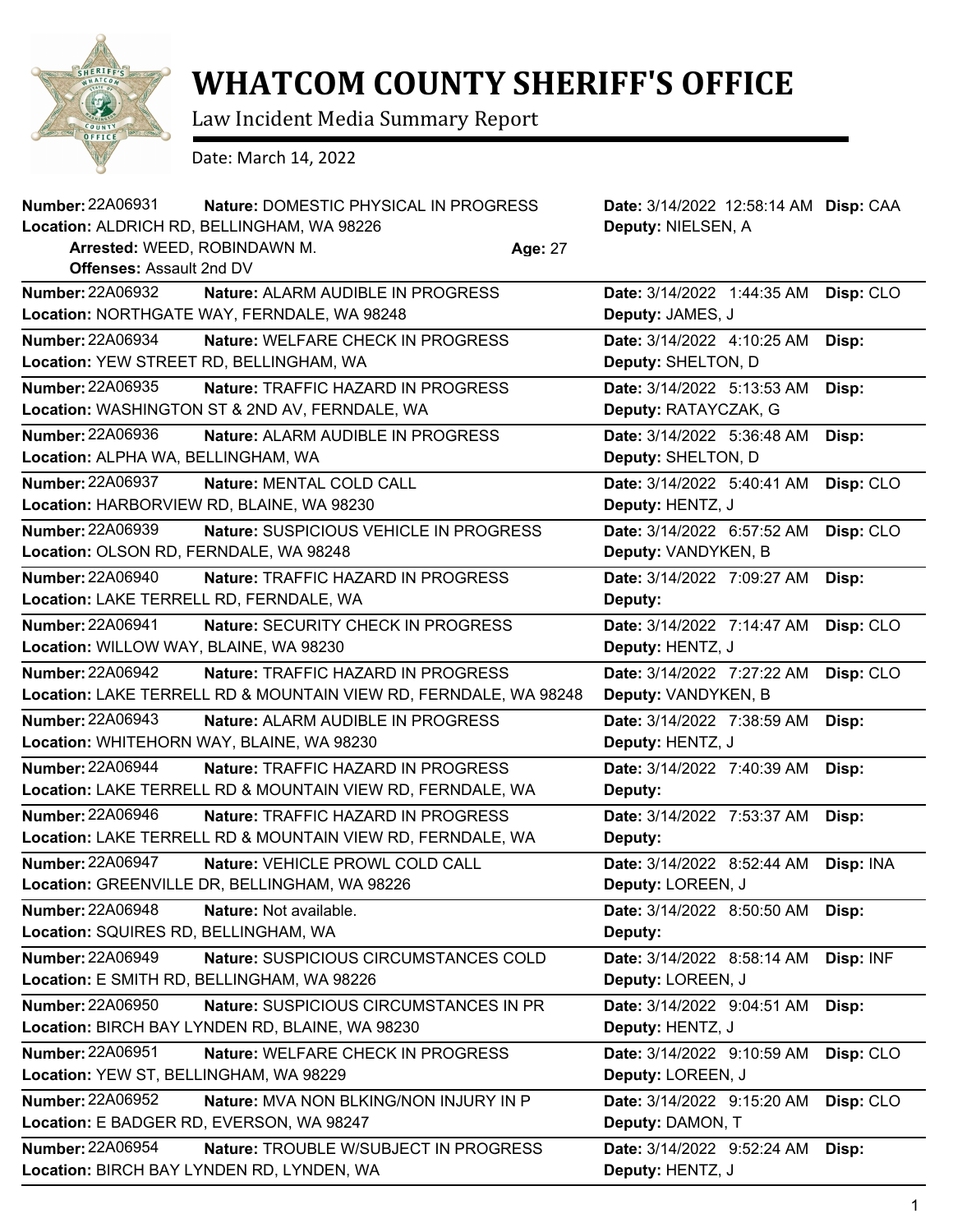# WHATCOM COUNTY SHERIFF'S OFFICE

Law Incident Media Summary Report

Date: March 14, 2022

**Number:** 22A06931 **Nature:** DOMESTIC PHYSICAL IN PROGRESS **Date:** 3/14/2022 12:58:14 AM **Disp:** CAA
**Location:** ALDRICH RD, BELLINGHAM, WA 98226 **Deputy:** NIELSEN, A
**Arrested:** WEED, ROBINDAWN M. **Age:** 27
**Offenses:** Assault 2nd DV

---

**Number:** 22A06932 **Nature:** ALARM AUDIBLE IN PROGRESS **Date:** 3/14/2022 1:44:35 AM **Disp:** CLO
**Location:** NORTHGATE WAY, FERNDALE, WA 98248 **Deputy:** JAMES, J

---

**Number:** 22A06934 **Nature:** WELFARE CHECK IN PROGRESS **Date:** 3/14/2022 4:10:25 AM **Disp:**
**Location:** YEW STREET RD, BELLINGHAM, WA **Deputy:** SHELTON, D

---

**Number:** 22A06935 **Nature:** TRAFFIC HAZARD IN PROGRESS **Date:** 3/14/2022 5:13:53 AM **Disp:**
**Location:** WASHINGTON ST & 2ND AV, FERNDALE, WA **Deputy:** RATAYCZAK, G

---

**Number:** 22A06936 **Nature:** ALARM AUDIBLE IN PROGRESS **Date:** 3/14/2022 5:36:48 AM **Disp:**
**Location:** ALPHA WA, BELLINGHAM, WA **Deputy:** SHELTON, D

---

**Number:** 22A06937 **Nature:** MENTAL COLD CALL **Date:** 3/14/2022 5:40:41 AM **Disp:** CLO
**Location:** HARBORVIEW RD, BLAINE, WA 98230 **Deputy:** HENTZ, J

---

**Number:** 22A06939 **Nature:** SUSPICIOUS VEHICLE IN PROGRESS **Date:** 3/14/2022 6:57:52 AM **Disp:** CLO
**Location:** OLSON RD, FERNDALE, WA 98248 **Deputy:** VANDYKEN, B

---

**Number:** 22A06940 **Nature:** TRAFFIC HAZARD IN PROGRESS **Date:** 3/14/2022 7:09:27 AM **Disp:**
**Location:** LAKE TERRELL RD, FERNDALE, WA **Deputy:**

---

**Number:** 22A06941 **Nature:** SECURITY CHECK IN PROGRESS **Date:** 3/14/2022 7:14:47 AM **Disp:** CLO
**Location:** WILLOW WAY, BLAINE, WA 98230 **Deputy:** HENTZ, J

---

**Number:** 22A06942 **Nature:** TRAFFIC HAZARD IN PROGRESS **Date:** 3/14/2022 7:27:22 AM **Disp:** CLO
**Location:** LAKE TERRELL RD & MOUNTAIN VIEW RD, FERNDALE, WA 98248 **Deputy:** VANDYKEN, B

---

**Number:** 22A06943 **Nature:** ALARM AUDIBLE IN PROGRESS **Date:** 3/14/2022 7:38:59 AM **Disp:**
**Location:** WHITEHORN WAY, BLAINE, WA 98230 **Deputy:** HENTZ, J

---

**Number:** 22A06944 **Nature:** TRAFFIC HAZARD IN PROGRESS **Date:** 3/14/2022 7:40:39 AM **Disp:**
**Location:** LAKE TERRELL RD & MOUNTAIN VIEW RD, FERNDALE, WA **Deputy:**

---

**Number:** 22A06946 **Nature:** TRAFFIC HAZARD IN PROGRESS **Date:** 3/14/2022 7:53:37 AM **Disp:**
**Location:** LAKE TERRELL RD & MOUNTAIN VIEW RD, FERNDALE, WA **Deputy:**

---

**Number:** 22A06947 **Nature:** VEHICLE PROWL COLD CALL **Date:** 3/14/2022 8:52:44 AM **Disp:** INA
**Location:** GREENVILLE DR, BELLINGHAM, WA 98226 **Deputy:** LOREEN, J

---

**Number:** 22A06948 **Nature:** Not available. **Date:** 3/14/2022 8:50:50 AM **Disp:**
**Location:** SQUIRES RD, BELLINGHAM, WA **Deputy:**

---

**Number:** 22A06949 **Nature:** SUSPICIOUS CIRCUMSTANCES COLD **Date:** 3/14/2022 8:58:14 AM **Disp:** INF
**Location:** E SMITH RD, BELLINGHAM, WA 98226 **Deputy:** LOREEN, J

---

**Number:** 22A06950 **Nature:** SUSPICIOUS CIRCUMSTANCES IN PR **Date:** 3/14/2022 9:04:51 AM **Disp:**
**Location:** BIRCH BAY LYNDEN RD, BLAINE, WA 98230 **Deputy:** HENTZ, J

---

**Number:** 22A06951 **Nature:** WELFARE CHECK IN PROGRESS **Date:** 3/14/2022 9:10:59 AM **Disp:** CLO
**Location:** YEW ST, BELLINGHAM, WA 98229 **Deputy:** LOREEN, J

---

**Number:** 22A06952 **Nature:** MVA NON BLKING/NON INJURY IN P **Date:** 3/14/2022 9:15:20 AM **Disp:** CLO
**Location:** E BADGER RD, EVERSON, WA 98247 **Deputy:** DAMON, T

---

**Number:** 22A06954 **Nature:** TROUBLE W/SUBJECT IN PROGRESS **Date:** 3/14/2022 9:52:24 AM **Disp:**
**Location:** BIRCH BAY LYNDEN RD, LYNDEN, WA **Deputy:** HENTZ, J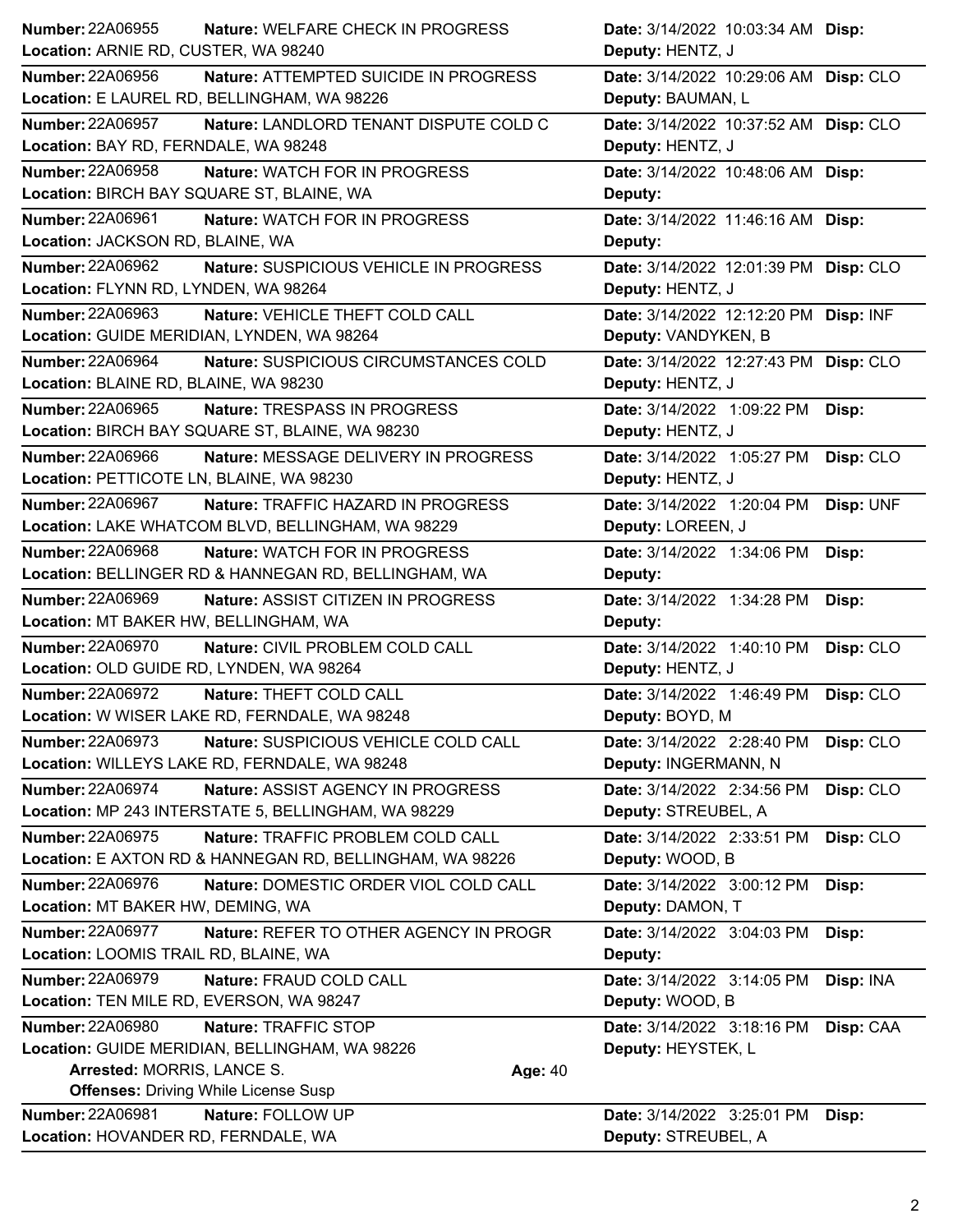**Number:** 22A06955 **Nature:** WELFARE CHECK IN PROGRESS **Date:** 3/14/2022 10:03:34 AM **Disp:**
**Location:** ARNIE RD, CUSTER, WA 98240 **Deputy:** HENTZ, J

---

**Number:** 22A06956 **Nature:** ATTEMPTED SUICIDE IN PROGRESS **Date:** 3/14/2022 10:29:06 AM **Disp:** CLO
**Location:** E LAUREL RD, BELLINGHAM, WA 98226 **Deputy:** BAUMAN, L

---

**Number:** 22A06957 **Nature:** LANDLORD TENANT DISPUTE COLD C **Date:** 3/14/2022 10:37:52 AM **Disp:** CLO
**Location:** BAY RD, FERNDALE, WA 98248 **Deputy:** HENTZ, J

---

**Number:** 22A06958 **Nature:** WATCH FOR IN PROGRESS **Date:** 3/14/2022 10:48:06 AM **Disp:**
**Location:** BIRCH BAY SQUARE ST, BLAINE, WA **Deputy:**

---

**Number:** 22A06961 **Nature:** WATCH FOR IN PROGRESS **Date:** 3/14/2022 11:46:16 AM **Disp:**
**Location:** JACKSON RD, BLAINE, WA **Deputy:**

---

**Number:** 22A06962 **Nature:** SUSPICIOUS VEHICLE IN PROGRESS **Date:** 3/14/2022 12:01:39 PM **Disp:** CLO
**Location:** FLYNN RD, LYNDEN, WA 98264 **Deputy:** HENTZ, J

---

**Number:** 22A06963 **Nature:** VEHICLE THEFT COLD CALL **Date:** 3/14/2022 12:12:20 PM **Disp:** INF
**Location:** GUIDE MERIDIAN, LYNDEN, WA 98264 **Deputy:** VANDYKEN, B

---

**Number:** 22A06964 **Nature:** SUSPICIOUS CIRCUMSTANCES COLD **Date:** 3/14/2022 12:27:43 PM **Disp:** CLO
**Location:** BLAINE RD, BLAINE, WA 98230 **Deputy:** HENTZ, J

---

**Number:** 22A06965 **Nature:** TRESPASS IN PROGRESS **Date:** 3/14/2022 1:09:22 PM **Disp:**
**Location:** BIRCH BAY SQUARE ST, BLAINE, WA 98230 **Deputy:** HENTZ, J

---

**Number:** 22A06966 **Nature:** MESSAGE DELIVERY IN PROGRESS **Date:** 3/14/2022 1:05:27 PM **Disp:** CLO
**Location:** PETTICOTE LN, BLAINE, WA 98230 **Deputy:** HENTZ, J

---

**Number:** 22A06967 **Nature:** TRAFFIC HAZARD IN PROGRESS **Date:** 3/14/2022 1:20:04 PM **Disp:** UNF
**Location:** LAKE WHATCOM BLVD, BELLINGHAM, WA 98229 **Deputy:** LOREEN, J

---

**Number:** 22A06968 **Nature:** WATCH FOR IN PROGRESS **Date:** 3/14/2022 1:34:06 PM **Disp:**
**Location:** BELLINGER RD & HANNEGAN RD, BELLINGHAM, WA **Deputy:**

---

**Number:** 22A06969 **Nature:** ASSIST CITIZEN IN PROGRESS **Date:** 3/14/2022 1:34:28 PM **Disp:**
**Location:** MT BAKER HW, BELLINGHAM, WA **Deputy:**

---

**Number:** 22A06970 **Nature:** CIVIL PROBLEM COLD CALL **Date:** 3/14/2022 1:40:10 PM **Disp:** CLO
**Location:** OLD GUIDE RD, LYNDEN, WA 98264 **Deputy:** HENTZ, J

---

**Number:** 22A06972 **Nature:** THEFT COLD CALL **Date:** 3/14/2022 1:46:49 PM **Disp:** CLO
**Location:** W WISER LAKE RD, FERNDALE, WA 98248 **Deputy:** BOYD, M

---

**Number:** 22A06973 **Nature:** SUSPICIOUS VEHICLE COLD CALL **Date:** 3/14/2022 2:28:40 PM **Disp:** CLO
**Location:** WILLEYS LAKE RD, FERNDALE, WA 98248 **Deputy:** INGERMANN, N

---

**Number:** 22A06974 **Nature:** ASSIST AGENCY IN PROGRESS **Date:** 3/14/2022 2:34:56 PM **Disp:** CLO
**Location:** MP 243 INTERSTATE 5, BELLINGHAM, WA 98229 **Deputy:** STREUBEL, A

---

**Number:** 22A06975 **Nature:** TRAFFIC PROBLEM COLD CALL **Date:** 3/14/2022 2:33:51 PM **Disp:** CLO
**Location:** E AXTON RD & HANNEGAN RD, BELLINGHAM, WA 98226 **Deputy:** WOOD, B

---

**Number:** 22A06976 **Nature:** DOMESTIC ORDER VIOL COLD CALL **Date:** 3/14/2022 3:00:12 PM **Disp:**
**Location:** MT BAKER HW, DEMING, WA **Deputy:** DAMON, T

---

**Number:** 22A06977 **Nature:** REFER TO OTHER AGENCY IN PROGR **Date:** 3/14/2022 3:04:03 PM **Disp:**
**Location:** LOOMIS TRAIL RD, BLAINE, WA **Deputy:**

---

**Number:** 22A06979 **Nature:** FRAUD COLD CALL **Date:** 3/14/2022 3:14:05 PM **Disp:** INA
**Location:** TEN MILE RD, EVERSON, WA 98247 **Deputy:** WOOD, B

---

**Number:** 22A06980 **Nature:** TRAFFIC STOP **Date:** 3/14/2022 3:18:16 PM **Disp:** CAA
**Location:** GUIDE MERIDIAN, BELLINGHAM, WA 98226 **Deputy:** HEYSTEK, L
**Arrested:** MORRIS, LANCE S. **Age:** 40
**Offenses:** Driving While License Susp

---

**Number:** 22A06981 **Nature:** FOLLOW UP **Date:** 3/14/2022 3:25:01 PM **Disp:**
**Location:** HOVANDER RD, FERNDALE, WA **Deputy:** STREUBEL, A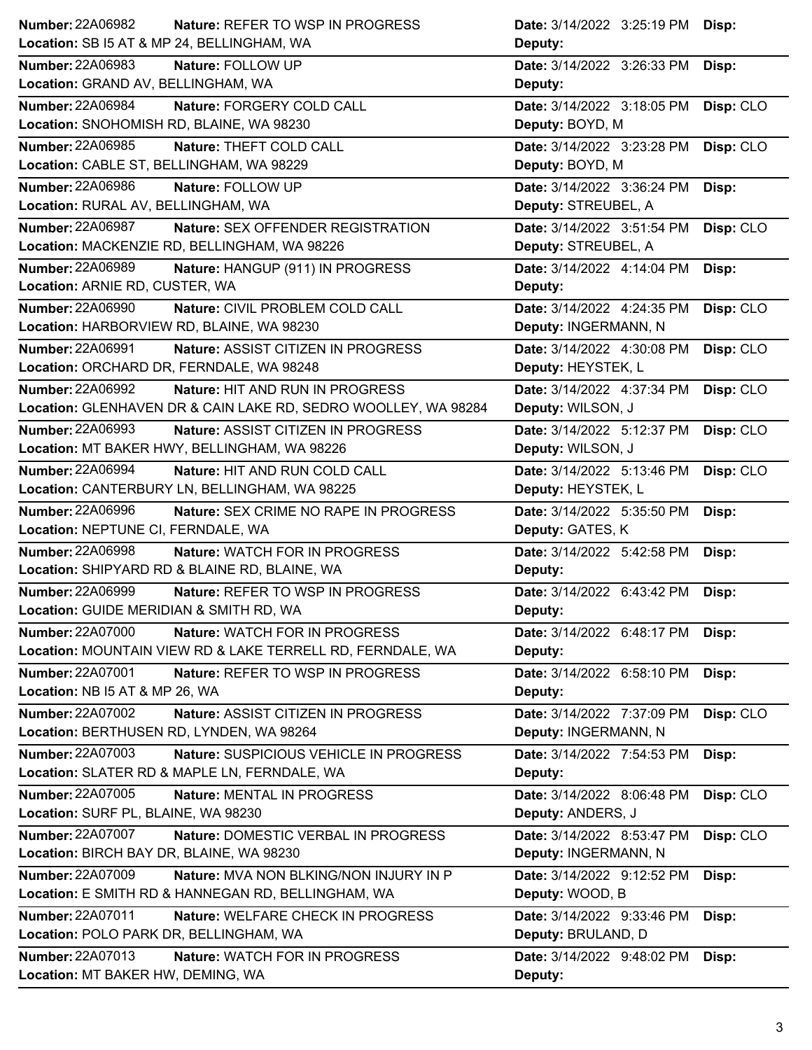| Number | Nature | Location | Date | Deputy | Disp |
|---|---|---|---|---|---|
| 22A06982 | REFER TO WSP IN PROGRESS | SB I5 AT & MP 24, BELLINGHAM, WA | 3/14/2022 3:25:19 PM | | |
| 22A06983 | FOLLOW UP | GRAND AV, BELLINGHAM, WA | 3/14/2022 3:26:33 PM | | |
| 22A06984 | FORGERY COLD CALL | SNOHOMISH RD, BLAINE, WA 98230 | 3/14/2022 3:18:05 PM | BOYD, M | CLO |
| 22A06985 | THEFT COLD CALL | CABLE ST, BELLINGHAM, WA 98229 | 3/14/2022 3:23:28 PM | BOYD, M | CLO |
| 22A06986 | FOLLOW UP | RURAL AV, BELLINGHAM, WA | 3/14/2022 3:36:24 PM | STREUBEL, A | |
| 22A06987 | SEX OFFENDER REGISTRATION | MACKENZIE RD, BELLINGHAM, WA 98226 | 3/14/2022 3:51:54 PM | STREUBEL, A | CLO |
| 22A06989 | HANGUP (911) IN PROGRESS | ARNIE RD, CUSTER, WA | 3/14/2022 4:14:04 PM | | |
| 22A06990 | CIVIL PROBLEM COLD CALL | HARBORVIEW RD, BLAINE, WA 98230 | 3/14/2022 4:24:35 PM | INGERMANN, N | CLO |
| 22A06991 | ASSIST CITIZEN IN PROGRESS | ORCHARD DR, FERNDALE, WA 98248 | 3/14/2022 4:30:08 PM | HEYSTEK, L | CLO |
| 22A06992 | HIT AND RUN IN PROGRESS | GLENHAVEN DR & CAIN LAKE RD, SEDRO WOOLLEY, WA 98284 | 3/14/2022 4:37:34 PM | WILSON, J | CLO |
| 22A06993 | ASSIST CITIZEN IN PROGRESS | MT BAKER HWY, BELLINGHAM, WA 98226 | 3/14/2022 5:12:37 PM | WILSON, J | CLO |
| 22A06994 | HIT AND RUN COLD CALL | CANTERBURY LN, BELLINGHAM, WA 98225 | 3/14/2022 5:13:46 PM | HEYSTEK, L | CLO |
| 22A06996 | SEX CRIME NO RAPE IN PROGRESS | NEPTUNE CI, FERNDALE, WA | 3/14/2022 5:35:50 PM | GATES, K | |
| 22A06998 | WATCH FOR IN PROGRESS | SHIPYARD RD & BLAINE RD, BLAINE, WA | 3/14/2022 5:42:58 PM | | |
| 22A06999 | REFER TO WSP IN PROGRESS | GUIDE MERIDIAN & SMITH RD, WA | 3/14/2022 6:43:42 PM | | |
| 22A07000 | WATCH FOR IN PROGRESS | MOUNTAIN VIEW RD & LAKE TERRELL RD, FERNDALE, WA | 3/14/2022 6:48:17 PM | | |
| 22A07001 | REFER TO WSP IN PROGRESS | NB I5 AT & MP 26, WA | 3/14/2022 6:58:10 PM | | |
| 22A07002 | ASSIST CITIZEN IN PROGRESS | BERTHUSEN RD, LYNDEN, WA 98264 | 3/14/2022 7:37:09 PM | INGERMANN, N | CLO |
| 22A07003 | SUSPICIOUS VEHICLE IN PROGRESS | SLATER RD & MAPLE LN, FERNDALE, WA | 3/14/2022 7:54:53 PM | | |
| 22A07005 | MENTAL IN PROGRESS | SURF PL, BLAINE, WA 98230 | 3/14/2022 8:06:48 PM | ANDERS, J | CLO |
| 22A07007 | DOMESTIC VERBAL IN PROGRESS | BIRCH BAY DR, BLAINE, WA 98230 | 3/14/2022 8:53:47 PM | INGERMANN, N | CLO |
| 22A07009 | MVA NON BLKING/NON INJURY IN P | E SMITH RD & HANNEGAN RD, BELLINGHAM, WA | 3/14/2022 9:12:52 PM | WOOD, B | |
| 22A07011 | WELFARE CHECK IN PROGRESS | POLO PARK DR, BELLINGHAM, WA | 3/14/2022 9:33:46 PM | BRULAND, D | |
| 22A07013 | WATCH FOR IN PROGRESS | MT BAKER HW, DEMING, WA | 3/14/2022 9:48:02 PM | | |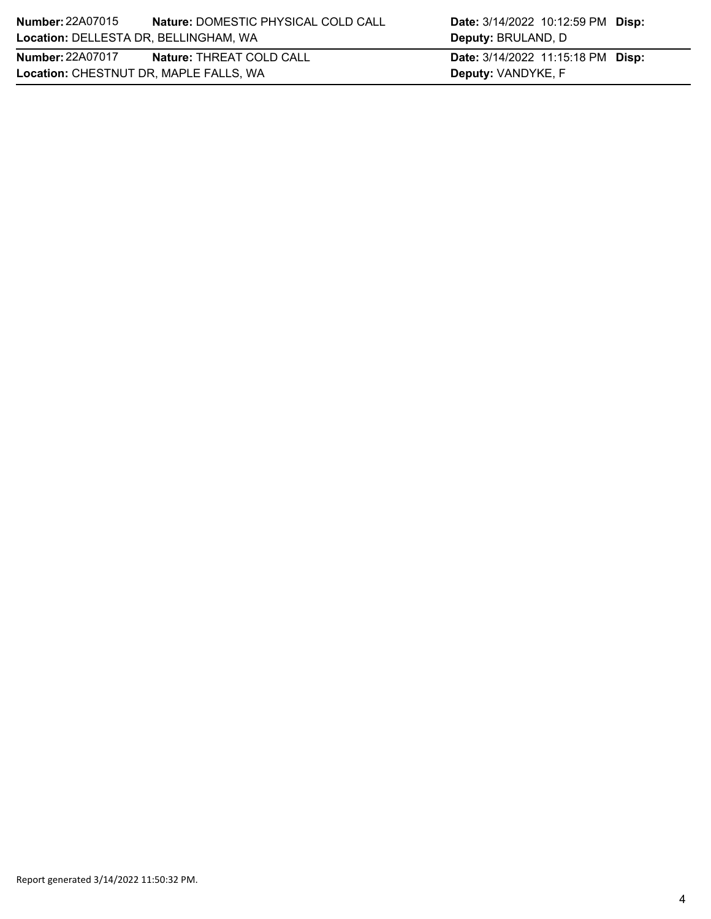**Number:** 22A07015 **Nature:** DOMESTIC PHYSICAL COLD CALL **Date:** 3/14/2022 10:12:59 PM **Disp:**
**Location:** DELLESTA DR, BELLINGHAM, WA **Deputy:** BRULAND, D

---

**Number:** 22A07017 **Nature:** THREAT COLD CALL **Date:** 3/14/2022 11:15:18 PM **Disp:**
**Location:** CHESTNUT DR, MAPLE FALLS, WA **Deputy:** VANDYKE, F

---

Report generated 3/14/2022 11:50:32 PM.